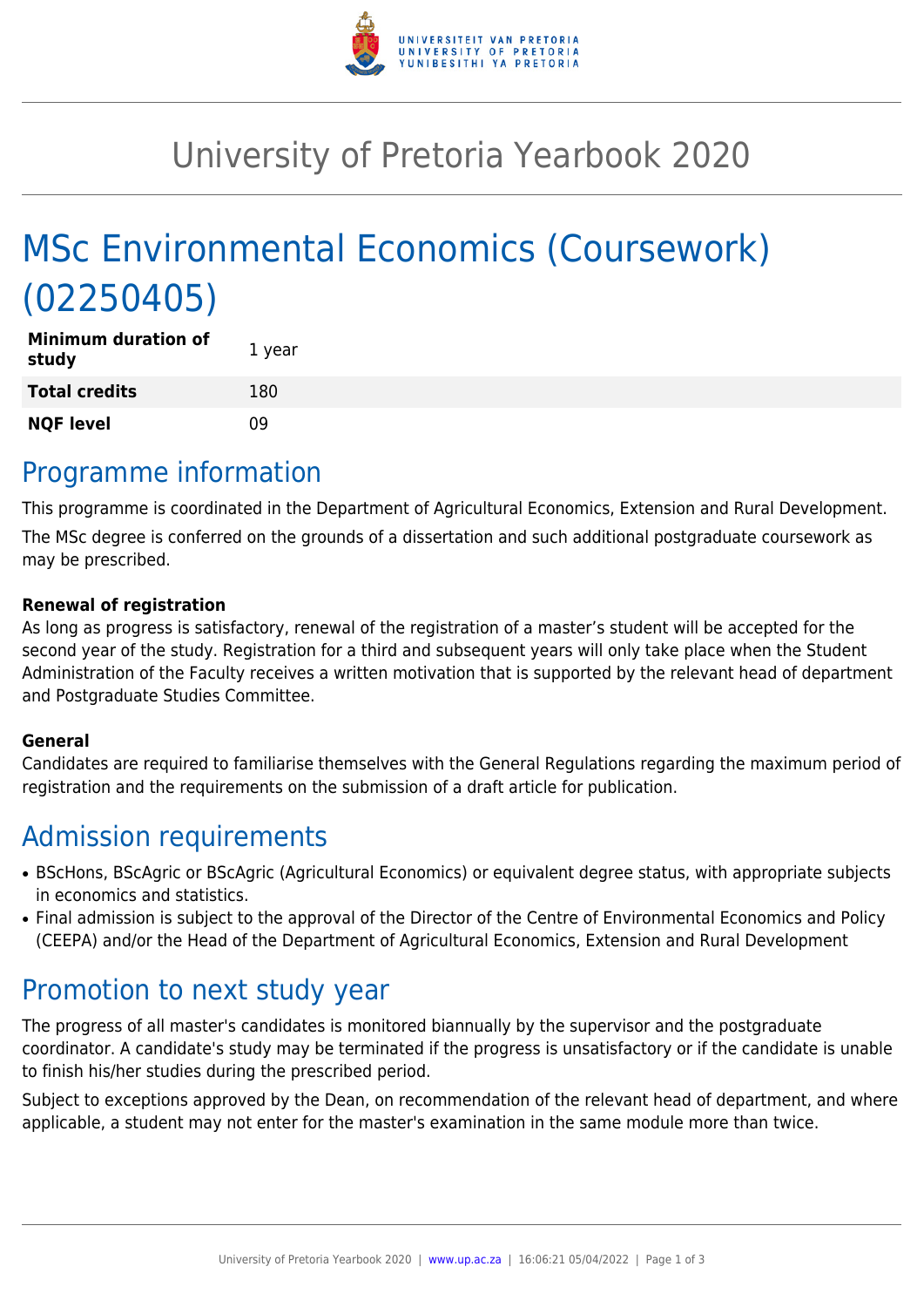# University of Pretoria Yearbook 2020

# MSc Environmental Economics (Coursework) (02250405)

| | |
|---|---|
| **Minimum duration of study** | 1 year |
| **Total credits** | 180 |
| **NQF level** | 09 |

## Programme information

This programme is coordinated in the Department of Agricultural Economics, Extension and Rural Development.

The MSc degree is conferred on the grounds of a dissertation and such additional postgraduate coursework as may be prescribed.

**Renewal of registration**
As long as progress is satisfactory, renewal of the registration of a master's student will be accepted for the second year of the study. Registration for a third and subsequent years will only take place when the Student Administration of the Faculty receives a written motivation that is supported by the relevant head of department and Postgraduate Studies Committee.

**General**
Candidates are required to familiarise themselves with the General Regulations regarding the maximum period of registration and the requirements on the submission of a draft article for publication.

## Admission requirements

- BScHons, BScAgric or BScAgric (Agricultural Economics) or equivalent degree status, with appropriate subjects in economics and statistics.
- Final admission is subject to the approval of the Director of the Centre of Environmental Economics and Policy (CEEPA) and/or the Head of the Department of Agricultural Economics, Extension and Rural Development

## Promotion to next study year

The progress of all master's candidates is monitored biannually by the supervisor and the postgraduate coordinator. A candidate's study may be terminated if the progress is unsatisfactory or if the candidate is unable to finish his/her studies during the prescribed period.

Subject to exceptions approved by the Dean, on recommendation of the relevant head of department, and where applicable, a student may not enter for the master's examination in the same module more than twice.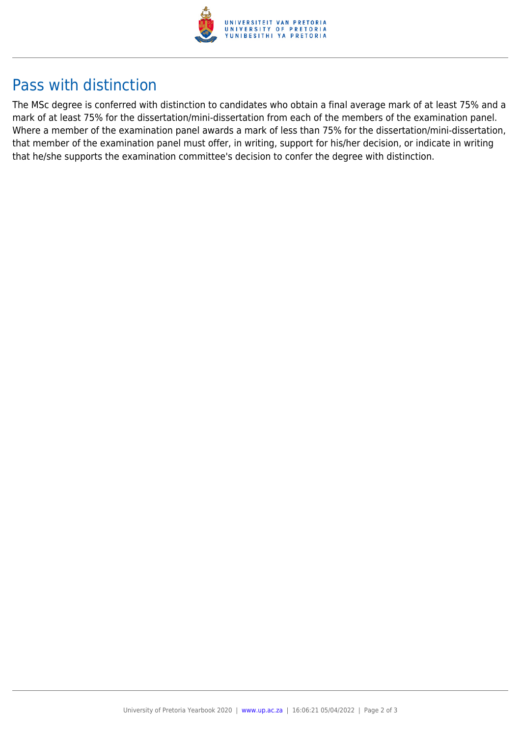## Pass with distinction

The MSc degree is conferred with distinction to candidates who obtain a final average mark of at least 75% and a mark of at least 75% for the dissertation/mini-dissertation from each of the members of the examination panel. Where a member of the examination panel awards a mark of less than 75% for the dissertation/mini-dissertation, that member of the examination panel must offer, in writing, support for his/her decision, or indicate in writing that he/she supports the examination committee's decision to confer the degree with distinction.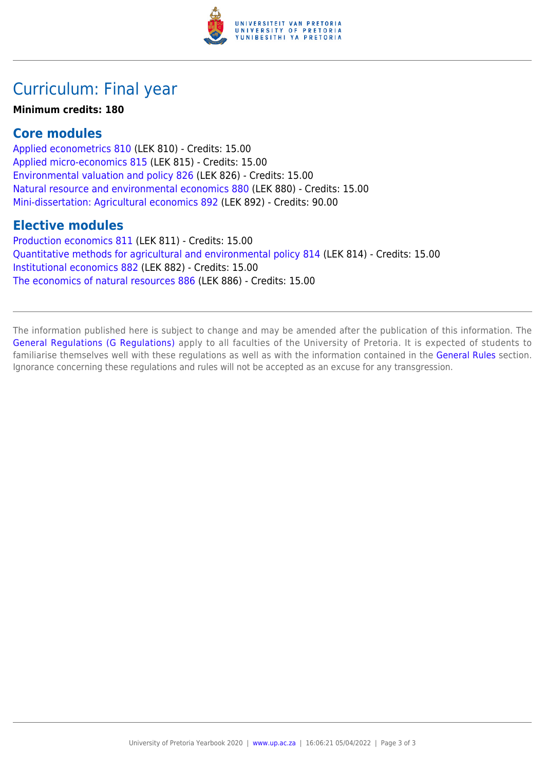## Curriculum: Final year

**Minimum credits: 180**

### Core modules

Applied econometrics 810 (LEK 810) - Credits: 15.00
Applied micro-economics 815 (LEK 815) - Credits: 15.00
Environmental valuation and policy 826 (LEK 826) - Credits: 15.00
Natural resource and environmental economics 880 (LEK 880) - Credits: 15.00
Mini-dissertation: Agricultural economics 892 (LEK 892) - Credits: 90.00

### Elective modules

Production economics 811 (LEK 811) - Credits: 15.00
Quantitative methods for agricultural and environmental policy 814 (LEK 814) - Credits: 15.00
Institutional economics 882 (LEK 882) - Credits: 15.00
The economics of natural resources 886 (LEK 886) - Credits: 15.00

---

The information published here is subject to change and may be amended after the publication of this information. The General Regulations (G Regulations) apply to all faculties of the University of Pretoria. It is expected of students to familiarise themselves well with these regulations as well as with the information contained in the General Rules section. Ignorance concerning these regulations and rules will not be accepted as an excuse for any transgression.